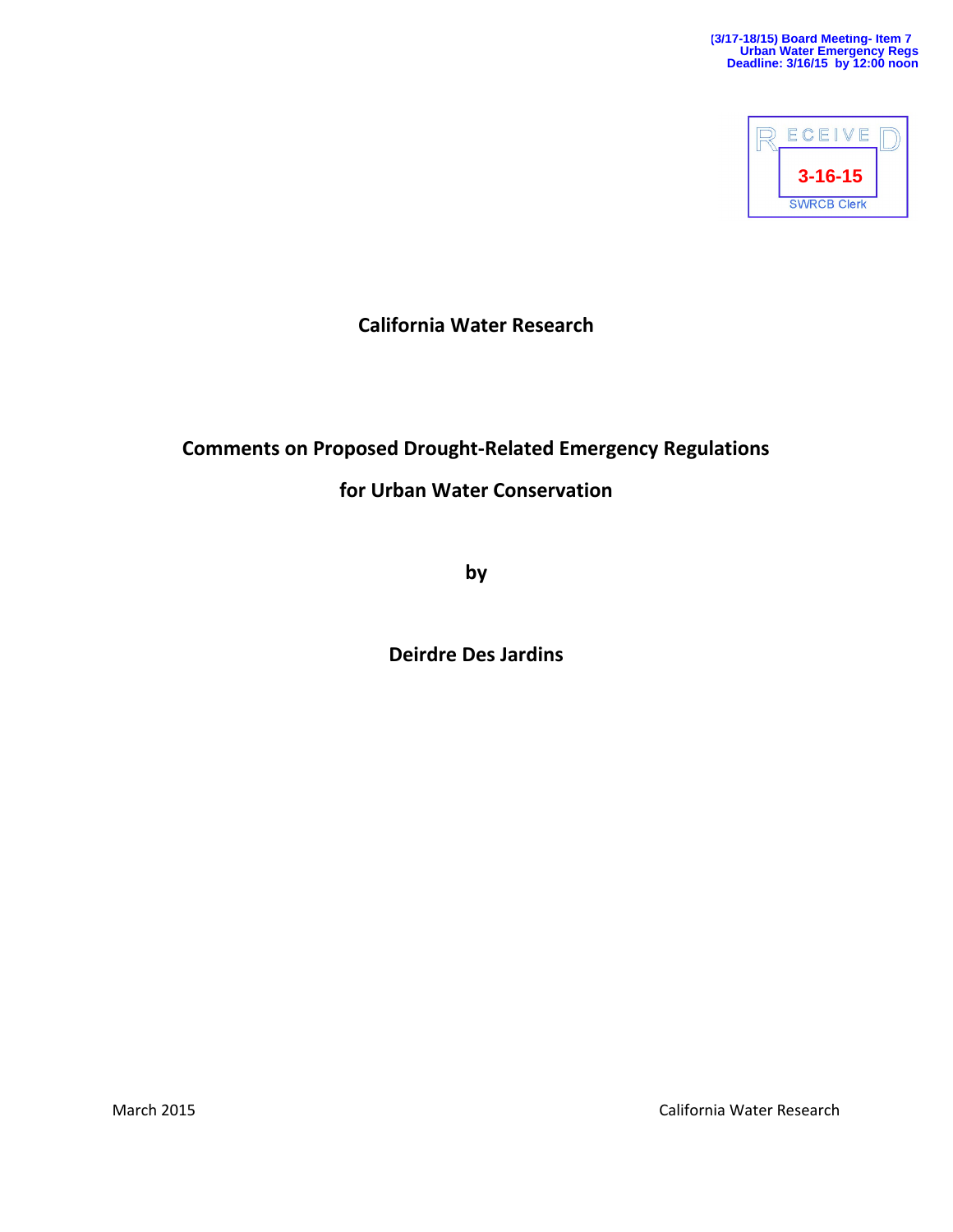(3/17-18/15) Board Meeting- Item 7
Urban Water Emergency Regs
Deadline: 3/16/15 by 12:00 noon

RECEIVED
3-16-15
SWRCB Clerk

# California Water Research

## Comments on Proposed Drought-Related Emergency Regulations for Urban Water Conservation

**by**

**Deirdre Des Jardins**

March 2015

California Water Research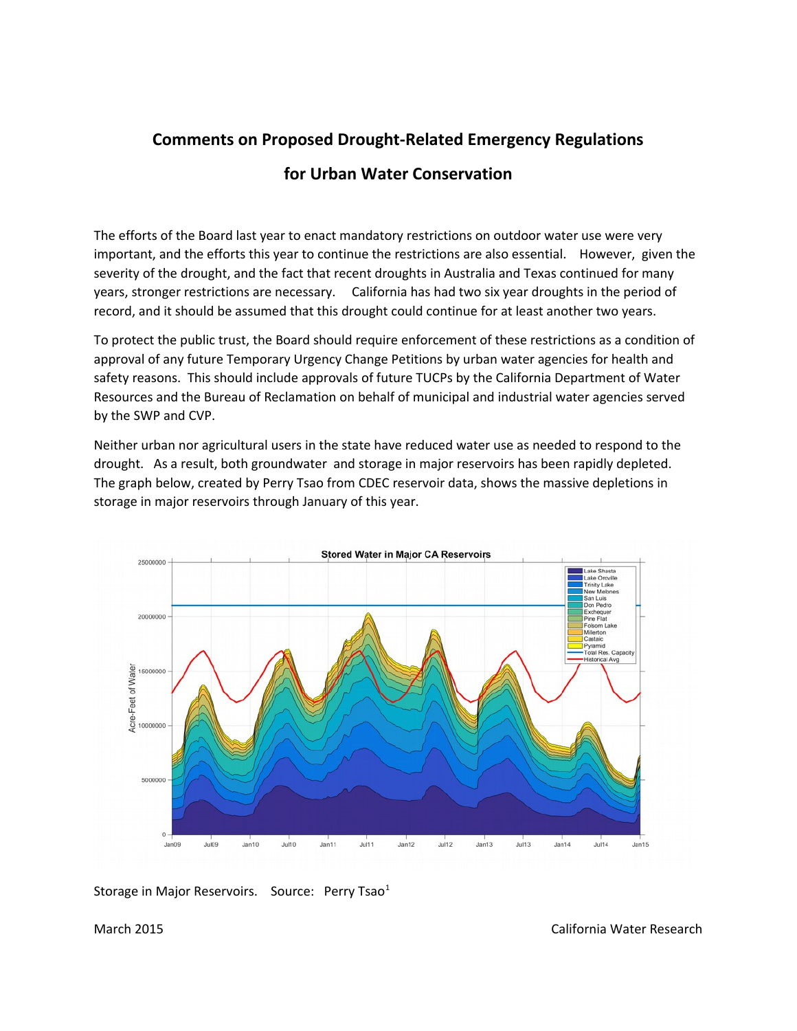# Comments on Proposed Drought-Related Emergency Regulations for Urban Water Conservation

The efforts of the Board last year to enact mandatory restrictions on outdoor water use were very important, and the efforts this year to continue the restrictions are also essential. However, given the severity of the drought, and the fact that recent droughts in Australia and Texas continued for many years, stronger restrictions are necessary. California has had two six year droughts in the period of record, and it should be assumed that this drought could continue for at least another two years.

To protect the public trust, the Board should require enforcement of these restrictions as a condition of approval of any future Temporary Urgency Change Petitions by urban water agencies for health and safety reasons. This should include approvals of future TUCPs by the California Department of Water Resources and the Bureau of Reclamation on behalf of municipal and industrial water agencies served by the SWP and CVP.

Neither urban nor agricultural users in the state have reduced water use as needed to respond to the drought. As a result, both groundwater and storage in major reservoirs has been rapidly depleted. The graph below, created by Perry Tsao from CDEC reservoir data, shows the massive depletions in storage in major reservoirs through January of this year.

Storage in Major Reservoirs. Source: Perry Tsao[1]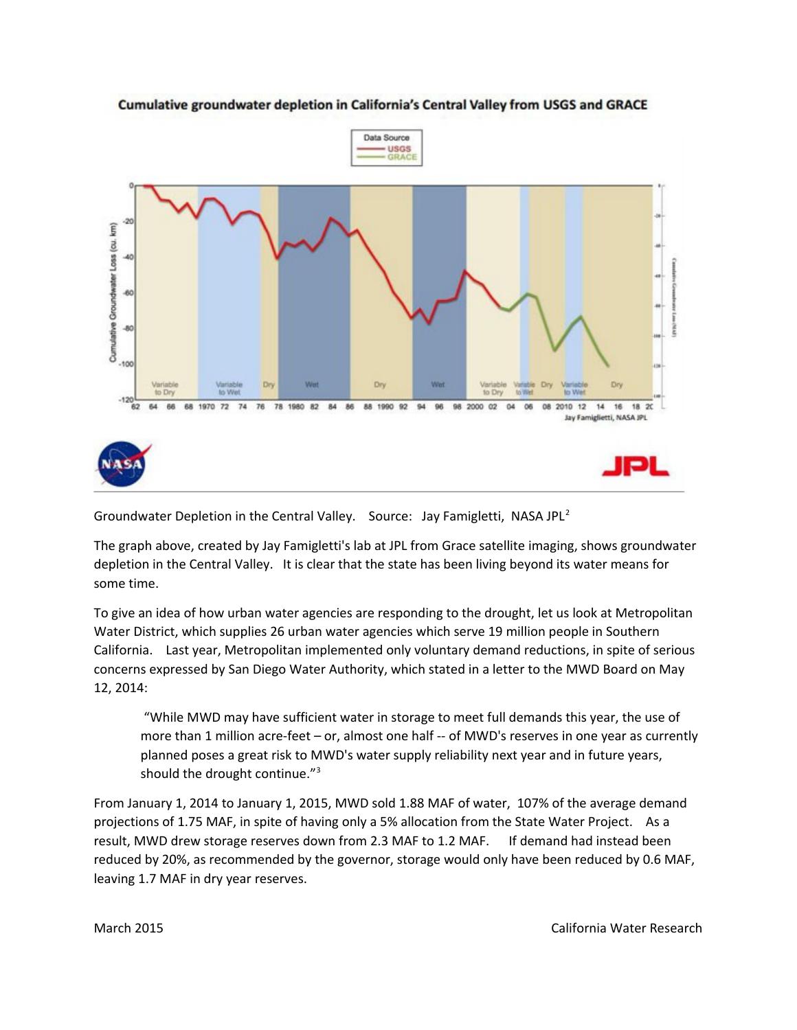**Cumulative groundwater depletion in California's Central Valley from USGS and GRACE**

Groundwater Depletion in the Central Valley. Source: Jay Famiglietti, NASA JPL[2]

The graph above, created by Jay Famiglietti's lab at JPL from Grace satellite imaging, shows groundwater depletion in the Central Valley. It is clear that the state has been living beyond its water means for some time.

To give an idea of how urban water agencies are responding to the drought, let us look at Metropolitan Water District, which supplies 26 urban water agencies which serve 19 million people in Southern California. Last year, Metropolitan implemented only voluntary demand reductions, in spite of serious concerns expressed by San Diego Water Authority, which stated in a letter to the MWD Board on May 12, 2014:

> "While MWD may have sufficient water in storage to meet full demands this year, the use of more than 1 million acre-feet – or, almost one half -- of MWD's reserves in one year as currently planned poses a great risk to MWD's water supply reliability next year and in future years, should the drought continue."[3]

From January 1, 2014 to January 1, 2015, MWD sold 1.88 MAF of water, 107% of the average demand projections of 1.75 MAF, in spite of having only a 5% allocation from the State Water Project. As a result, MWD drew storage reserves down from 2.3 MAF to 1.2 MAF. If demand had instead been reduced by 20%, as recommended by the governor, storage would only have been reduced by 0.6 MAF, leaving 1.7 MAF in dry year reserves.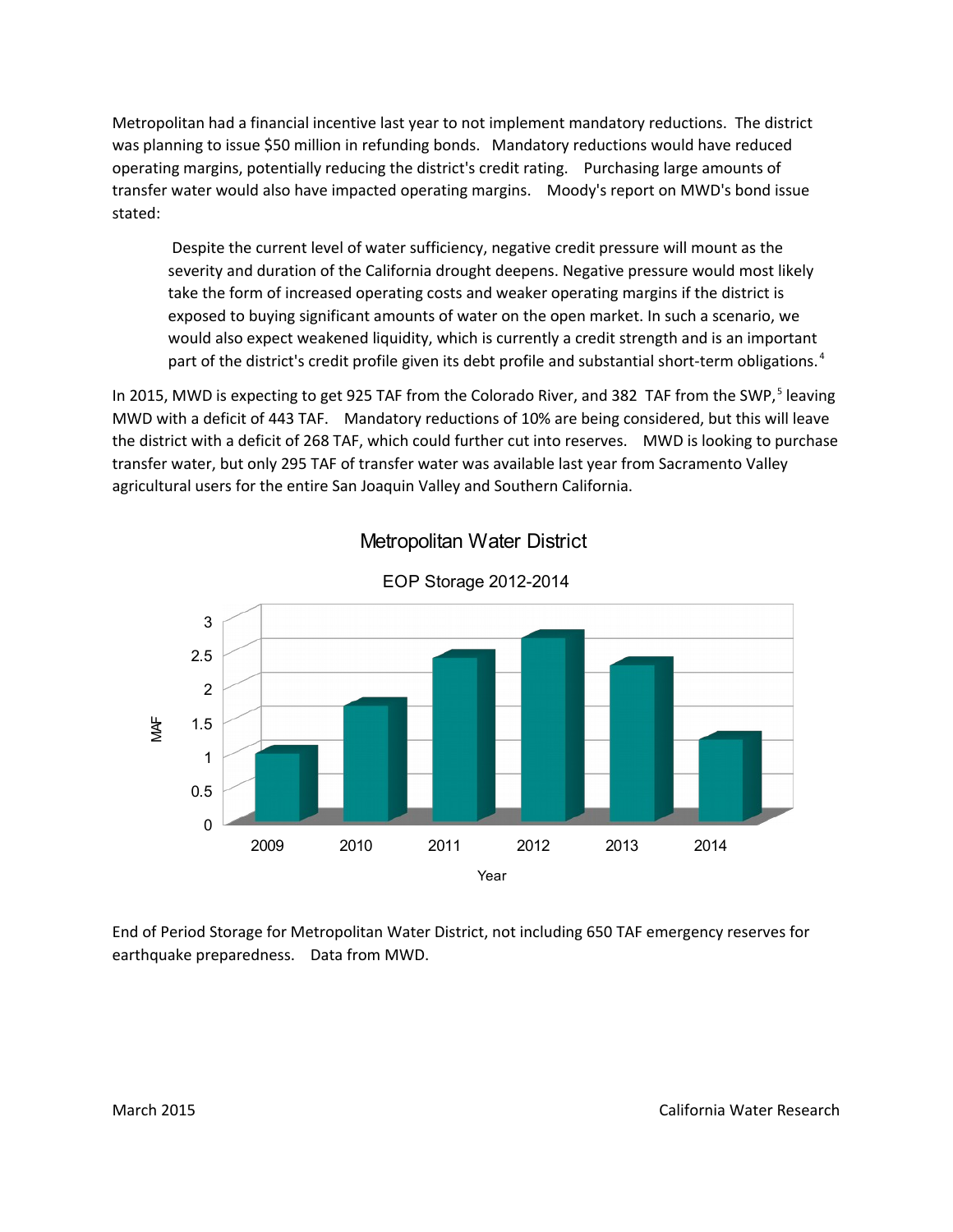Metropolitan had a financial incentive last year to not implement mandatory reductions. The district was planning to issue $50 million in refunding bonds. Mandatory reductions would have reduced operating margins, potentially reducing the district's credit rating. Purchasing large amounts of transfer water would also have impacted operating margins. Moody's report on MWD's bond issue stated:

> Despite the current level of water sufficiency, negative credit pressure will mount as the severity and duration of the California drought deepens. Negative pressure would most likely take the form of increased operating costs and weaker operating margins if the district is exposed to buying significant amounts of water on the open market. In such a scenario, we would also expect weakened liquidity, which is currently a credit strength and is an important part of the district's credit profile given its debt profile and substantial short-term obligations.[4]

In 2015, MWD is expecting to get 925 TAF from the Colorado River, and 382 TAF from the SWP,[5] leaving MWD with a deficit of 443 TAF. Mandatory reductions of 10% are being considered, but this will leave the district with a deficit of 268 TAF, which could further cut into reserves. MWD is looking to purchase transfer water, but only 295 TAF of transfer water was available last year from Sacramento Valley agricultural users for the entire San Joaquin Valley and Southern California.

Metropolitan Water District

EOP Storage 2012-2014

| Year | MAF |
|---|---|
| 2009 | ~1.0 |
| 2010 | ~1.7 |
| 2011 | ~2.4 |
| 2012 | ~2.7 |
| 2013 | ~2.3 |
| 2014 | ~1.2 |

End of Period Storage for Metropolitan Water District, not including 650 TAF emergency reserves for earthquake preparedness. Data from MWD.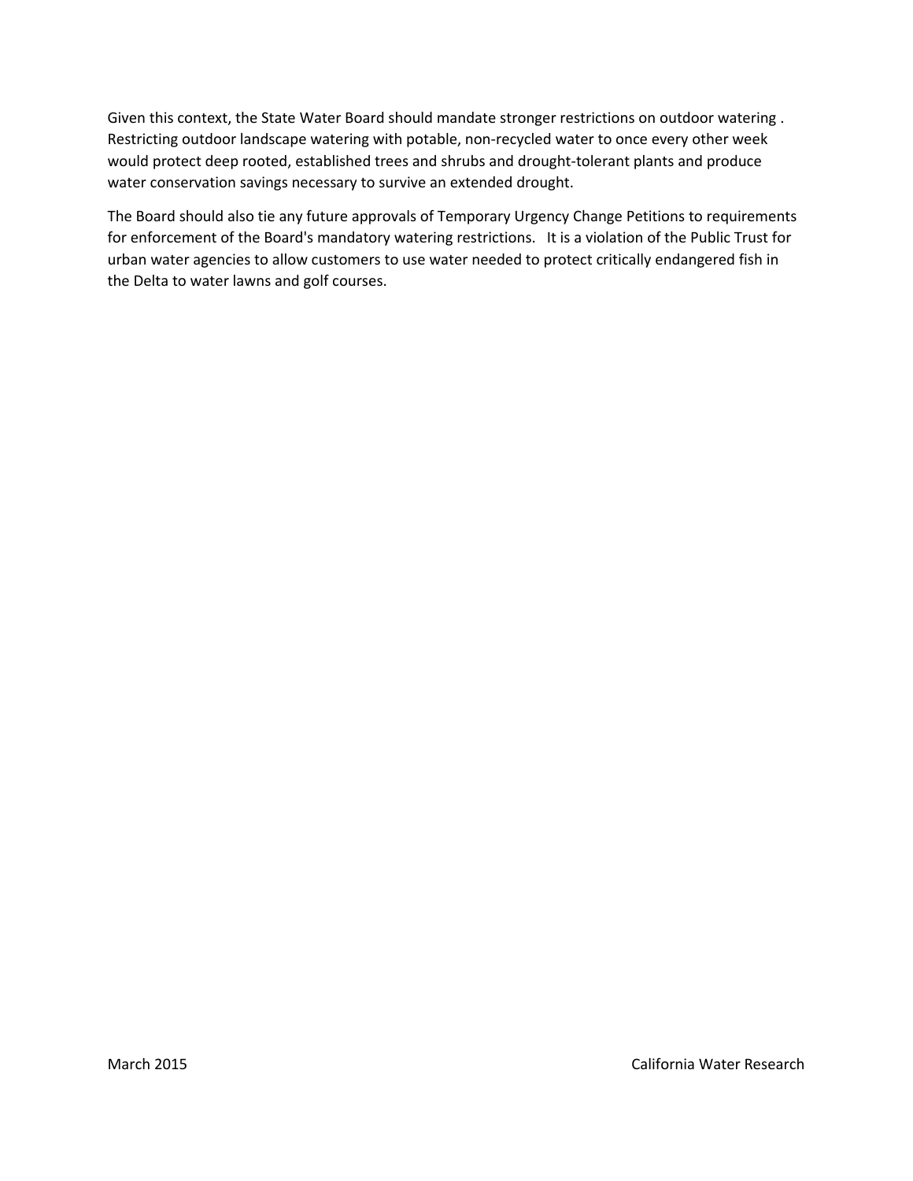Given this context, the State Water Board should mandate stronger restrictions on outdoor watering . Restricting outdoor landscape watering with potable, non-recycled water to once every other week would protect deep rooted, established trees and shrubs and drought-tolerant plants and produce water conservation savings necessary to survive an extended drought.

The Board should also tie any future approvals of Temporary Urgency Change Petitions to requirements for enforcement of the Board's mandatory watering restrictions. It is a violation of the Public Trust for urban water agencies to allow customers to use water needed to protect critically endangered fish in the Delta to water lawns and golf courses.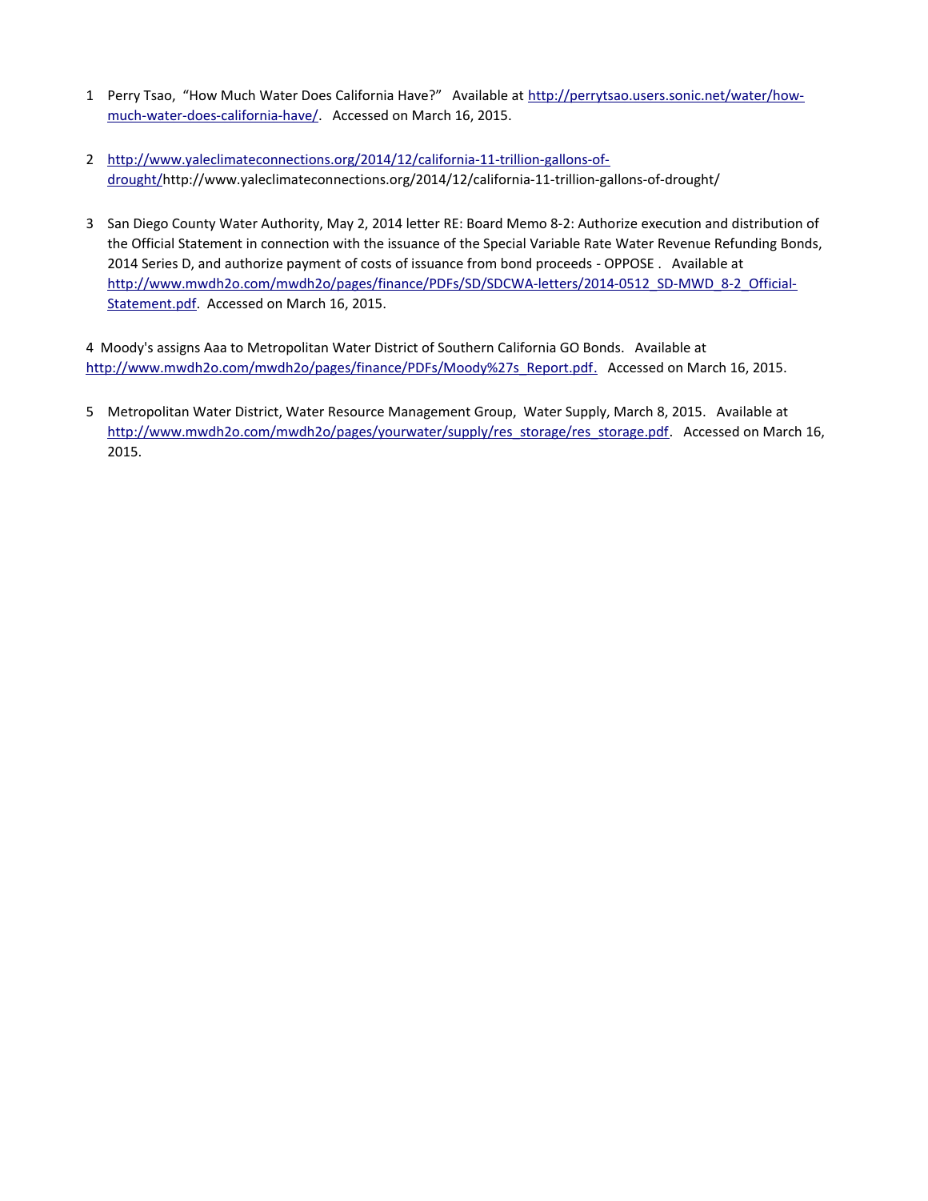1 Perry Tsao, "How Much Water Does California Have?" Available at http://perrytsao.users.sonic.net/water/how-much-water-does-california-have/. Accessed on March 16, 2015.

2 http://www.yaleclimateconnections.org/2014/12/california-11-trillion-gallons-of-drought/http://www.yaleclimateconnections.org/2014/12/california-11-trillion-gallons-of-drought/

3 San Diego County Water Authority, May 2, 2014 letter RE: Board Memo 8-2: Authorize execution and distribution of the Official Statement in connection with the issuance of the Special Variable Rate Water Revenue Refunding Bonds, 2014 Series D, and authorize payment of costs of issuance from bond proceeds - OPPOSE . Available at http://www.mwdh2o.com/mwdh2o/pages/finance/PDFs/SD/SDCWA-letters/2014-0512_SD-MWD_8-2_Official-Statement.pdf. Accessed on March 16, 2015.

4 Moody's assigns Aaa to Metropolitan Water District of Southern California GO Bonds. Available at http://www.mwdh2o.com/mwdh2o/pages/finance/PDFs/Moody%27s_Report.pdf. Accessed on March 16, 2015.

5 Metropolitan Water District, Water Resource Management Group, Water Supply, March 8, 2015. Available at http://www.mwdh2o.com/mwdh2o/pages/yourwater/supply/res_storage/res_storage.pdf. Accessed on March 16, 2015.